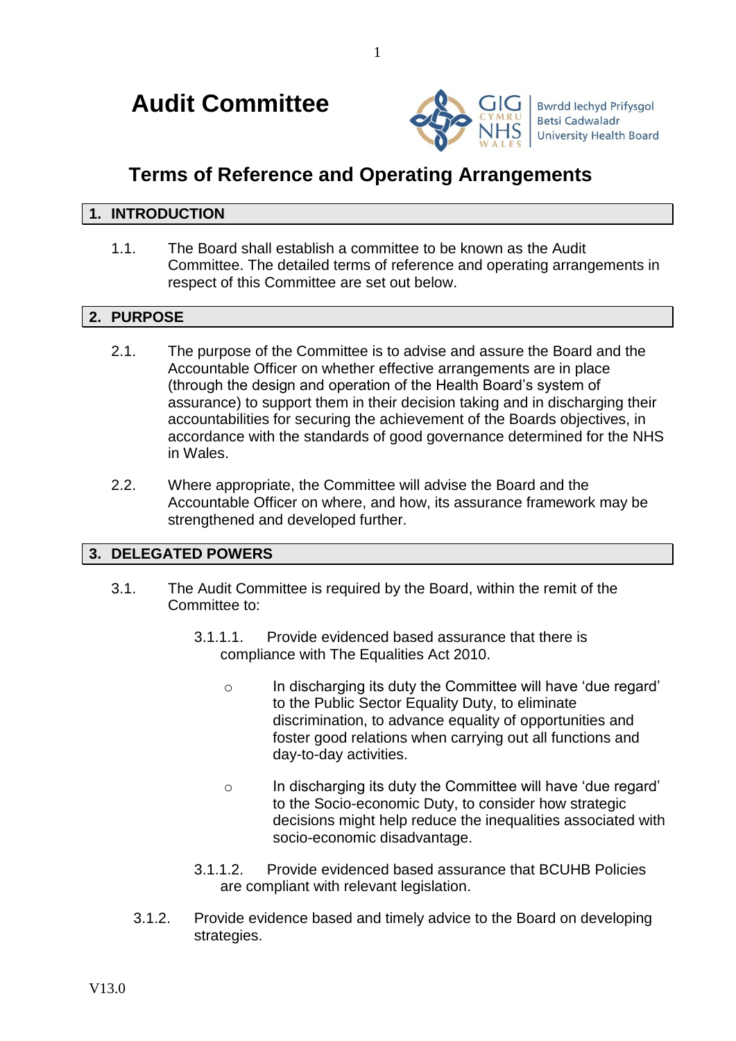# Audit Committee

Bwrdd Iechyd Prifysgol Betsi Cadwaladr University Health Board

## Terms of Reference and Operating Arrangements

### 1. INTRODUCTION

1.1. The Board shall establish a committee to be known as the Audit Committee. The detailed terms of reference and operating arrangements in respect of this Committee are set out below.

### 2. PURPOSE

2.1. The purpose of the Committee is to advise and assure the Board and the Accountable Officer on whether effective arrangements are in place (through the design and operation of the Health Board's system of assurance) to support them in their decision taking and in discharging their accountabilities for securing the achievement of the Boards objectives, in accordance with the standards of good governance determined for the NHS in Wales.

2.2. Where appropriate, the Committee will advise the Board and the Accountable Officer on where, and how, its assurance framework may be strengthened and developed further.

### 3. DELEGATED POWERS

3.1. The Audit Committee is required by the Board, within the remit of the Committee to:

3.1.1.1. Provide evidenced based assurance that there is compliance with The Equalities Act 2010.

- In discharging its duty the Committee will have 'due regard' to the Public Sector Equality Duty, to eliminate discrimination, to advance equality of opportunities and foster good relations when carrying out all functions and day-to-day activities.
- In discharging its duty the Committee will have 'due regard' to the Socio-economic Duty, to consider how strategic decisions might help reduce the inequalities associated with socio-economic disadvantage.

3.1.1.2. Provide evidenced based assurance that BCUHB Policies are compliant with relevant legislation.

3.1.2. Provide evidence based and timely advice to the Board on developing strategies.

V13.0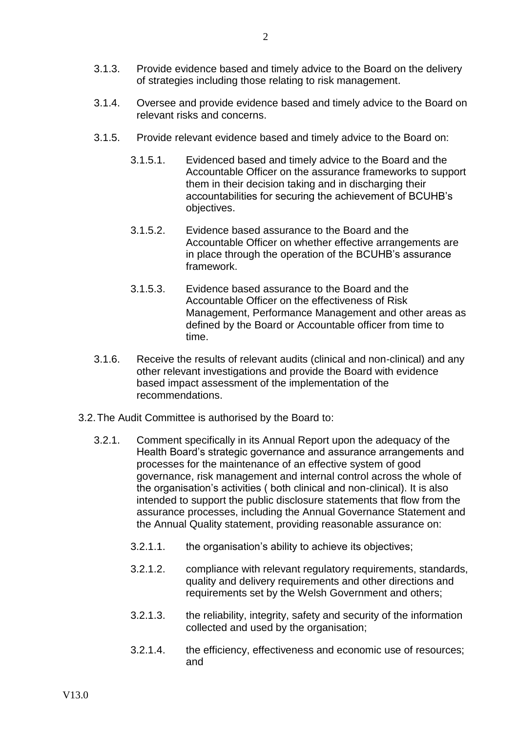3.1.3. Provide evidence based and timely advice to the Board on the delivery of strategies including those relating to risk management.

3.1.4. Oversee and provide evidence based and timely advice to the Board on relevant risks and concerns.

3.1.5. Provide relevant evidence based and timely advice to the Board on:

3.1.5.1. Evidenced based and timely advice to the Board and the Accountable Officer on the assurance frameworks to support them in their decision taking and in discharging their accountabilities for securing the achievement of BCUHB's objectives.

3.1.5.2. Evidence based assurance to the Board and the Accountable Officer on whether effective arrangements are in place through the operation of the BCUHB's assurance framework.

3.1.5.3. Evidence based assurance to the Board and the Accountable Officer on the effectiveness of Risk Management, Performance Management and other areas as defined by the Board or Accountable officer from time to time.

3.1.6. Receive the results of relevant audits (clinical and non-clinical) and any other relevant investigations and provide the Board with evidence based impact assessment of the implementation of the recommendations.

3.2. The Audit Committee is authorised by the Board to:

3.2.1. Comment specifically in its Annual Report upon the adequacy of the Health Board's strategic governance and assurance arrangements and processes for the maintenance of an effective system of good governance, risk management and internal control across the whole of the organisation's activities ( both clinical and non-clinical). It is also intended to support the public disclosure statements that flow from the assurance processes, including the Annual Governance Statement and the Annual Quality statement, providing reasonable assurance on:

3.2.1.1. the organisation's ability to achieve its objectives;

3.2.1.2. compliance with relevant regulatory requirements, standards, quality and delivery requirements and other directions and requirements set by the Welsh Government and others;

3.2.1.3. the reliability, integrity, safety and security of the information collected and used by the organisation;

3.2.1.4. the efficiency, effectiveness and economic use of resources; and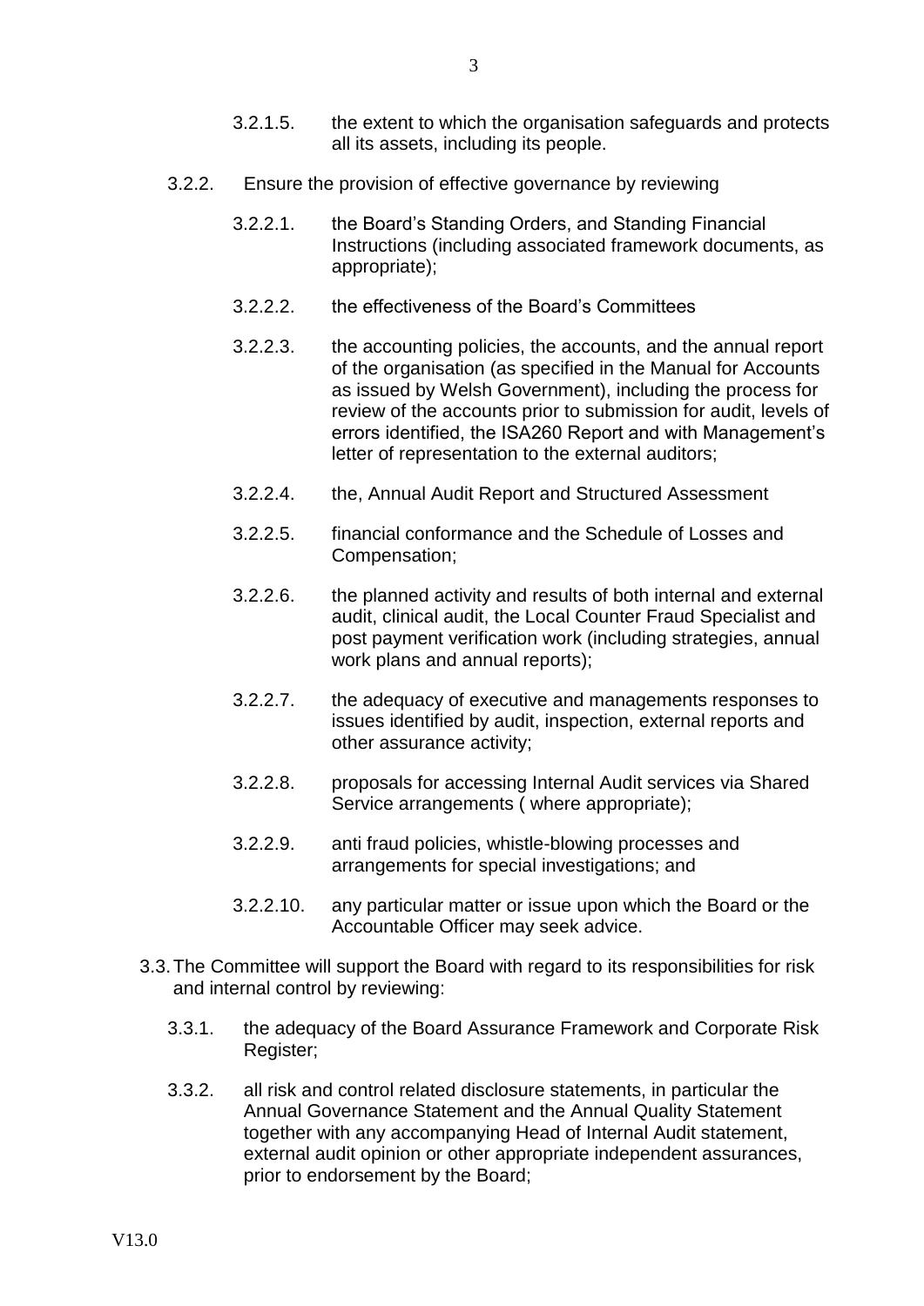3.2.1.5. the extent to which the organisation safeguards and protects all its assets, including its people.

3.2.2. Ensure the provision of effective governance by reviewing

3.2.2.1. the Board's Standing Orders, and Standing Financial Instructions (including associated framework documents, as appropriate);

3.2.2.2. the effectiveness of the Board's Committees

3.2.2.3. the accounting policies, the accounts, and the annual report of the organisation (as specified in the Manual for Accounts as issued by Welsh Government), including the process for review of the accounts prior to submission for audit, levels of errors identified, the ISA260 Report and with Management's letter of representation to the external auditors;

3.2.2.4. the, Annual Audit Report and Structured Assessment

3.2.2.5. financial conformance and the Schedule of Losses and Compensation;

3.2.2.6. the planned activity and results of both internal and external audit, clinical audit, the Local Counter Fraud Specialist and post payment verification work (including strategies, annual work plans and annual reports);

3.2.2.7. the adequacy of executive and managements responses to issues identified by audit, inspection, external reports and other assurance activity;

3.2.2.8. proposals for accessing Internal Audit services via Shared Service arrangements ( where appropriate);

3.2.2.9. anti fraud policies, whistle-blowing processes and arrangements for special investigations; and

3.2.2.10. any particular matter or issue upon which the Board or the Accountable Officer may seek advice.

3.3. The Committee will support the Board with regard to its responsibilities for risk and internal control by reviewing:

3.3.1. the adequacy of the Board Assurance Framework and Corporate Risk Register;

3.3.2. all risk and control related disclosure statements, in particular the Annual Governance Statement and the Annual Quality Statement together with any accompanying Head of Internal Audit statement, external audit opinion or other appropriate independent assurances, prior to endorsement by the Board;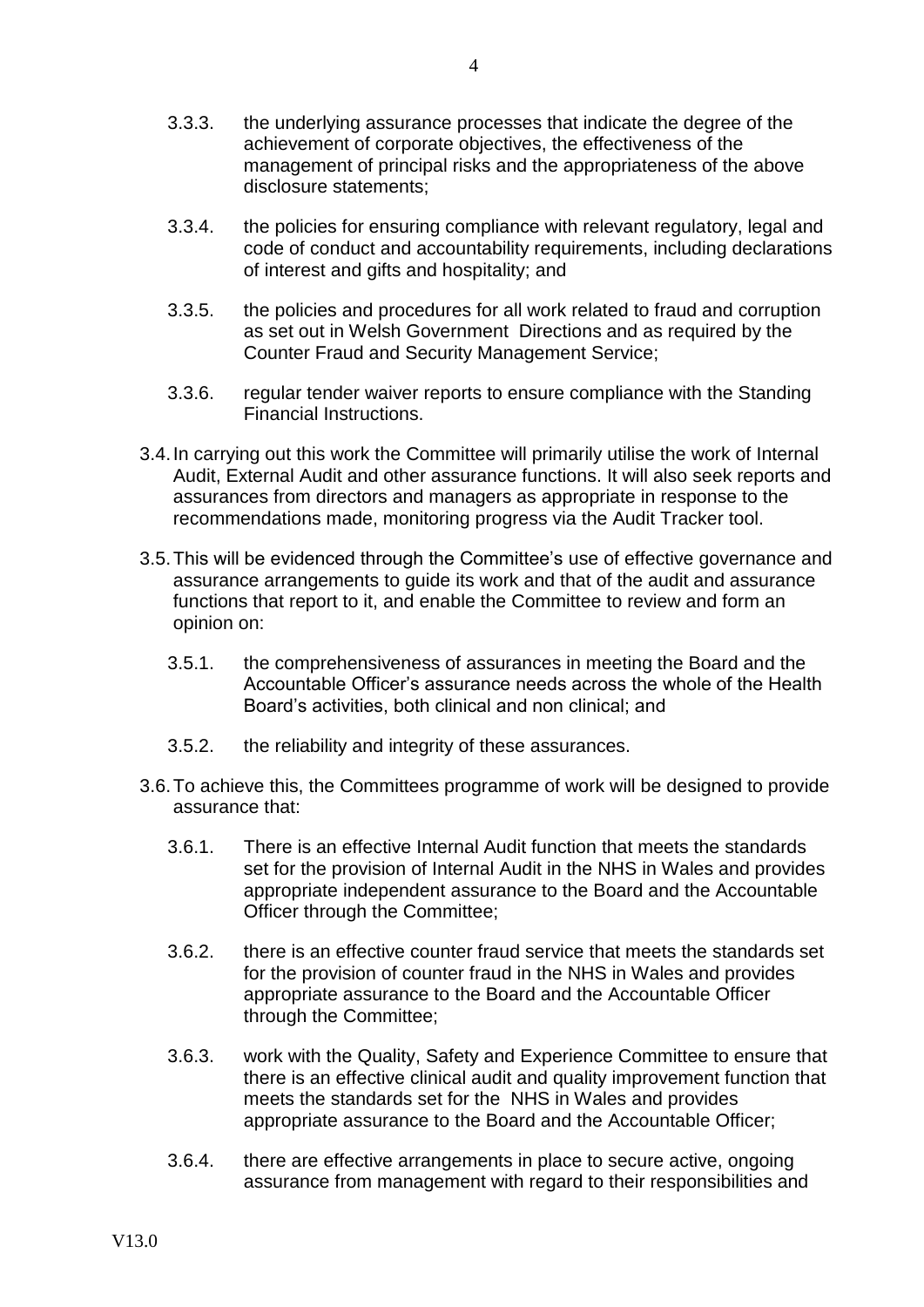3.3.3. the underlying assurance processes that indicate the degree of the achievement of corporate objectives, the effectiveness of the management of principal risks and the appropriateness of the above disclosure statements;

3.3.4. the policies for ensuring compliance with relevant regulatory, legal and code of conduct and accountability requirements, including declarations of interest and gifts and hospitality; and

3.3.5. the policies and procedures for all work related to fraud and corruption as set out in Welsh Government Directions and as required by the Counter Fraud and Security Management Service;

3.3.6. regular tender waiver reports to ensure compliance with the Standing Financial Instructions.

3.4. In carrying out this work the Committee will primarily utilise the work of Internal Audit, External Audit and other assurance functions. It will also seek reports and assurances from directors and managers as appropriate in response to the recommendations made, monitoring progress via the Audit Tracker tool.

3.5. This will be evidenced through the Committee's use of effective governance and assurance arrangements to guide its work and that of the audit and assurance functions that report to it, and enable the Committee to review and form an opinion on:

3.5.1. the comprehensiveness of assurances in meeting the Board and the Accountable Officer's assurance needs across the whole of the Health Board's activities, both clinical and non clinical; and

3.5.2. the reliability and integrity of these assurances.

3.6. To achieve this, the Committees programme of work will be designed to provide assurance that:

3.6.1. There is an effective Internal Audit function that meets the standards set for the provision of Internal Audit in the NHS in Wales and provides appropriate independent assurance to the Board and the Accountable Officer through the Committee;

3.6.2. there is an effective counter fraud service that meets the standards set for the provision of counter fraud in the NHS in Wales and provides appropriate assurance to the Board and the Accountable Officer through the Committee;

3.6.3. work with the Quality, Safety and Experience Committee to ensure that there is an effective clinical audit and quality improvement function that meets the standards set for the NHS in Wales and provides appropriate assurance to the Board and the Accountable Officer;

3.6.4. there are effective arrangements in place to secure active, ongoing assurance from management with regard to their responsibilities and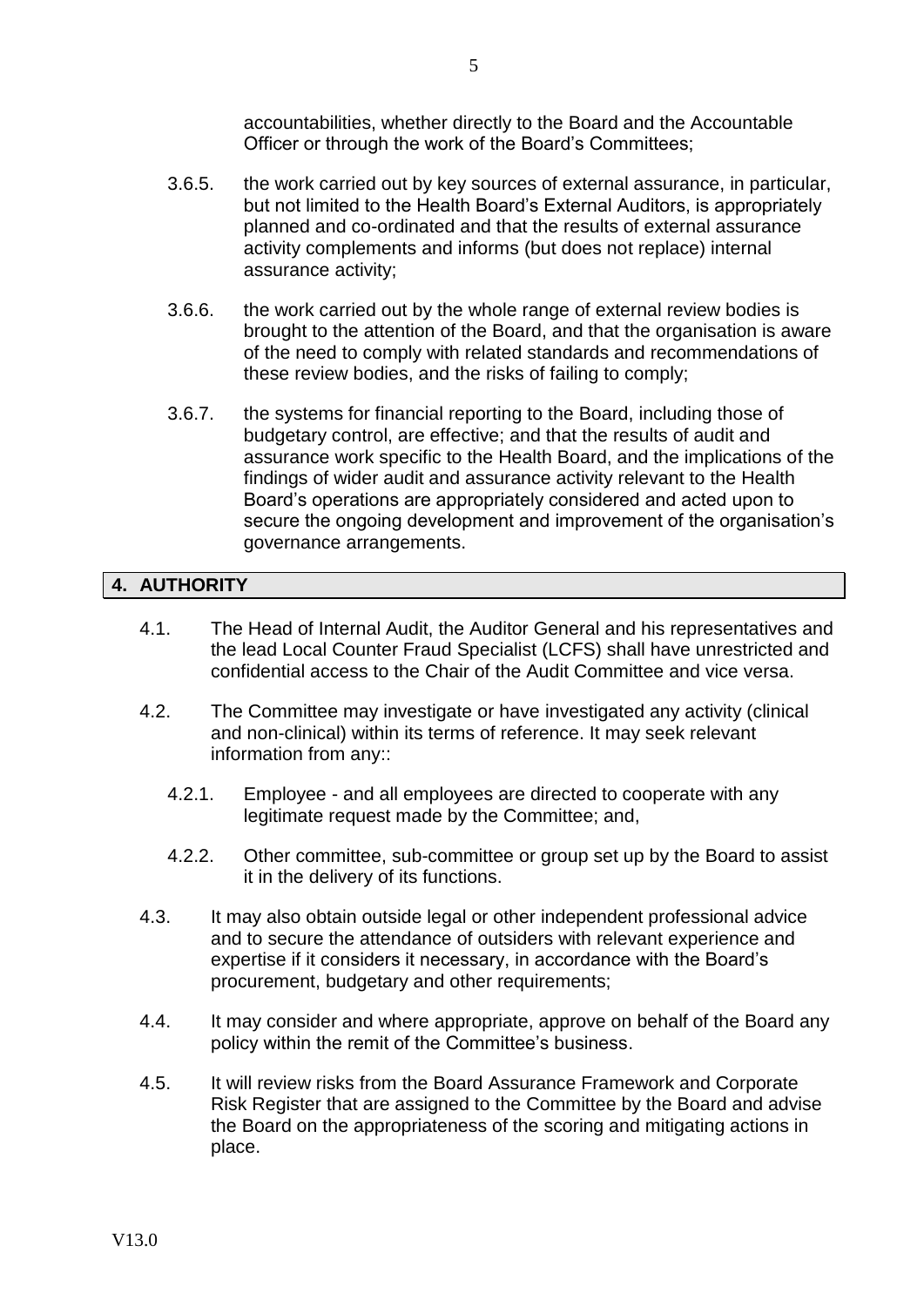accountabilities, whether directly to the Board and the Accountable Officer or through the work of the Board's Committees;

3.6.5. the work carried out by key sources of external assurance, in particular, but not limited to the Health Board's External Auditors, is appropriately planned and co-ordinated and that the results of external assurance activity complements and informs (but does not replace) internal assurance activity;

3.6.6. the work carried out by the whole range of external review bodies is brought to the attention of the Board, and that the organisation is aware of the need to comply with related standards and recommendations of these review bodies, and the risks of failing to comply;

3.6.7. the systems for financial reporting to the Board, including those of budgetary control, are effective; and that the results of audit and assurance work specific to the Health Board, and the implications of the findings of wider audit and assurance activity relevant to the Health Board's operations are appropriately considered and acted upon to secure the ongoing development and improvement of the organisation's governance arrangements.

## 4. AUTHORITY

4.1. The Head of Internal Audit, the Auditor General and his representatives and the lead Local Counter Fraud Specialist (LCFS) shall have unrestricted and confidential access to the Chair of the Audit Committee and vice versa.

4.2. The Committee may investigate or have investigated any activity (clinical and non-clinical) within its terms of reference. It may seek relevant information from any::

4.2.1. Employee - and all employees are directed to cooperate with any legitimate request made by the Committee; and,

4.2.2. Other committee, sub-committee or group set up by the Board to assist it in the delivery of its functions.

4.3. It may also obtain outside legal or other independent professional advice and to secure the attendance of outsiders with relevant experience and expertise if it considers it necessary, in accordance with the Board's procurement, budgetary and other requirements;

4.4. It may consider and where appropriate, approve on behalf of the Board any policy within the remit of the Committee's business.

4.5. It will review risks from the Board Assurance Framework and Corporate Risk Register that are assigned to the Committee by the Board and advise the Board on the appropriateness of the scoring and mitigating actions in place.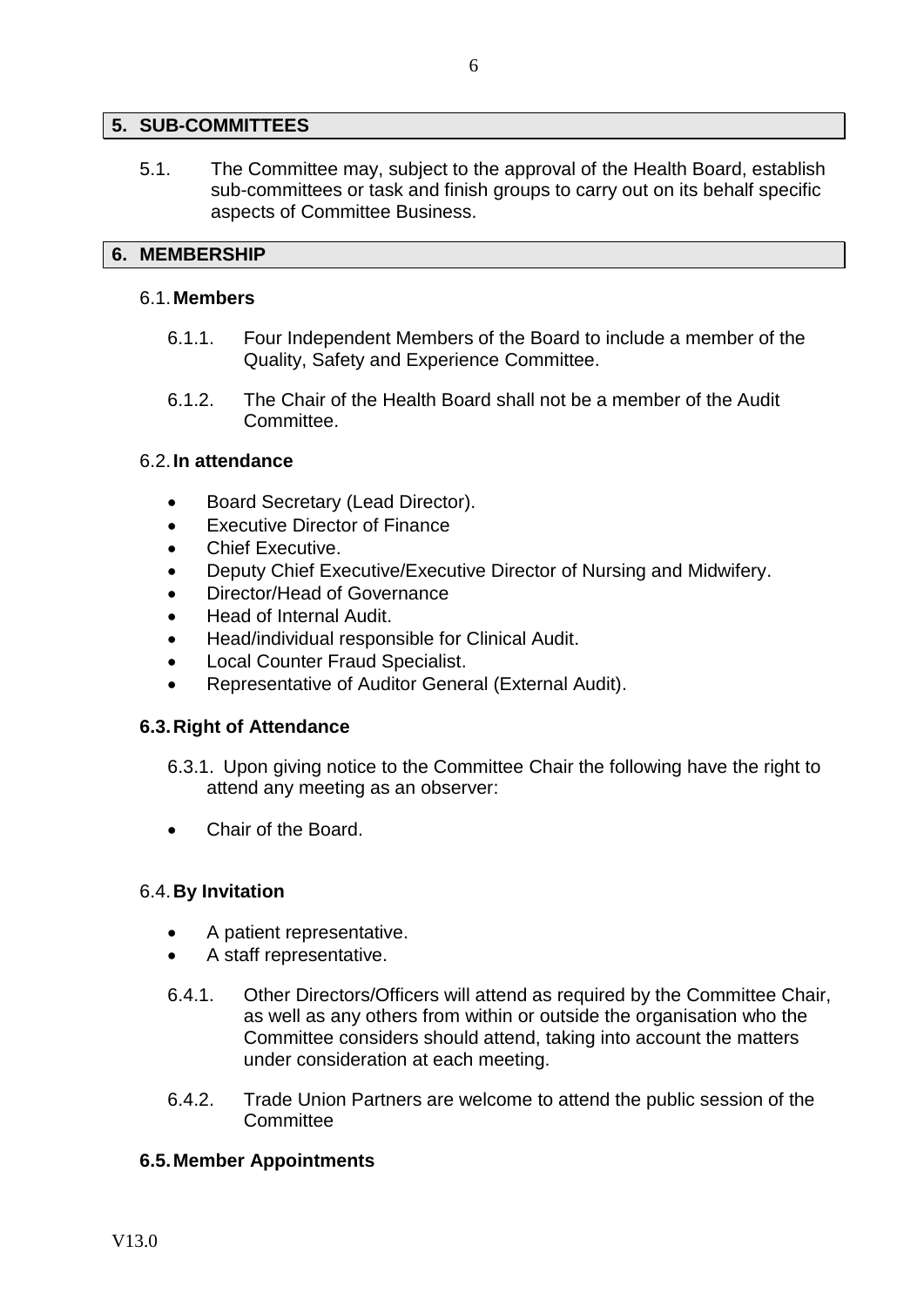## 5. SUB-COMMITTEES

5.1. The Committee may, subject to the approval of the Health Board, establish sub-committees or task and finish groups to carry out on its behalf specific aspects of Committee Business.

## 6. MEMBERSHIP

6.1. **Members**

6.1.1. Four Independent Members of the Board to include a member of the Quality, Safety and Experience Committee.

6.1.2. The Chair of the Health Board shall not be a member of the Audit Committee.

6.2. **In attendance**

- Board Secretary (Lead Director).
- Executive Director of Finance
- Chief Executive.
- Deputy Chief Executive/Executive Director of Nursing and Midwifery.
- Director/Head of Governance
- Head of Internal Audit.
- Head/individual responsible for Clinical Audit.
- Local Counter Fraud Specialist.
- Representative of Auditor General (External Audit).

**6.3. Right of Attendance**

6.3.1. Upon giving notice to the Committee Chair the following have the right to attend any meeting as an observer:

- Chair of the Board.

6.4. **By Invitation**

- A patient representative.
- A staff representative.

6.4.1. Other Directors/Officers will attend as required by the Committee Chair, as well as any others from within or outside the organisation who the Committee considers should attend, taking into account the matters under consideration at each meeting.

6.4.2. Trade Union Partners are welcome to attend the public session of the Committee

**6.5. Member Appointments**

V13.0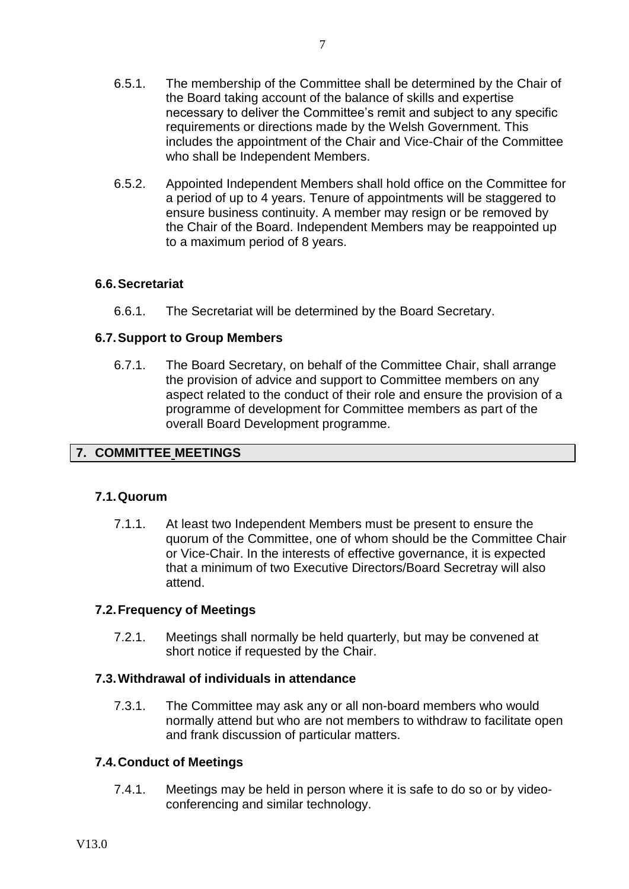6.5.1. The membership of the Committee shall be determined by the Chair of the Board taking account of the balance of skills and expertise necessary to deliver the Committee's remit and subject to any specific requirements or directions made by the Welsh Government. This includes the appointment of the Chair and Vice-Chair of the Committee who shall be Independent Members.

6.5.2. Appointed Independent Members shall hold office on the Committee for a period of up to 4 years. Tenure of appointments will be staggered to ensure business continuity. A member may resign or be removed by the Chair of the Board. Independent Members may be reappointed up to a maximum period of 8 years.

### 6.6. Secretariat

6.6.1. The Secretariat will be determined by the Board Secretary.

### 6.7. Support to Group Members

6.7.1. The Board Secretary, on behalf of the Committee Chair, shall arrange the provision of advice and support to Committee members on any aspect related to the conduct of their role and ensure the provision of a programme of development for Committee members as part of the overall Board Development programme.

## 7. COMMITTEE MEETINGS

### 7.1. Quorum

7.1.1. At least two Independent Members must be present to ensure the quorum of the Committee, one of whom should be the Committee Chair or Vice-Chair. In the interests of effective governance, it is expected that a minimum of two Executive Directors/Board Secretray will also attend.

### 7.2. Frequency of Meetings

7.2.1. Meetings shall normally be held quarterly, but may be convened at short notice if requested by the Chair.

### 7.3. Withdrawal of individuals in attendance

7.3.1. The Committee may ask any or all non-board members who would normally attend but who are not members to withdraw to facilitate open and frank discussion of particular matters.

### 7.4. Conduct of Meetings

7.4.1. Meetings may be held in person where it is safe to do so or by video-conferencing and similar technology.

V13.0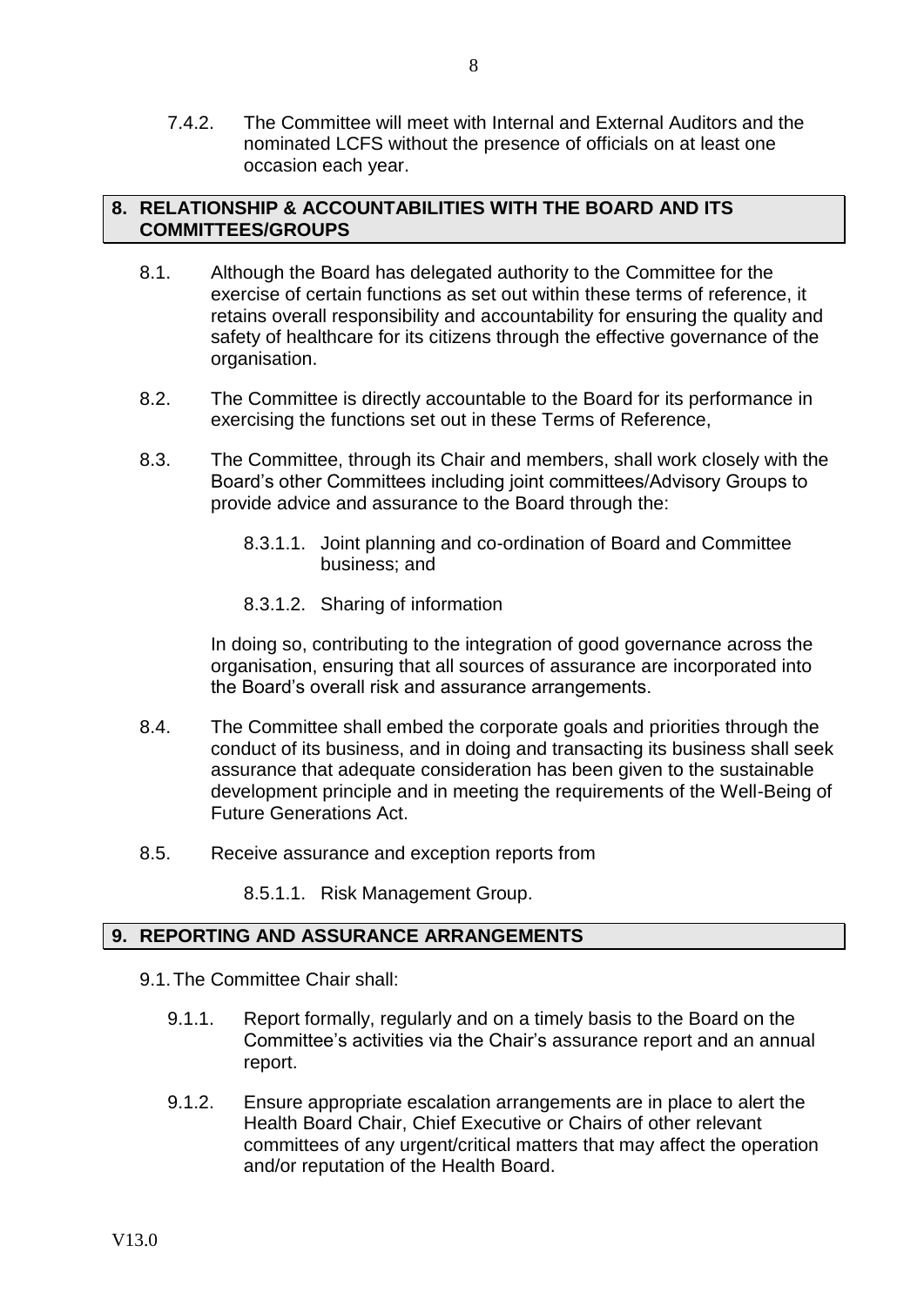7.4.2. The Committee will meet with Internal and External Auditors and the nominated LCFS without the presence of officials on at least one occasion each year.

## 8. RELATIONSHIP & ACCOUNTABILITIES WITH THE BOARD AND ITS COMMITTEES/GROUPS

8.1. Although the Board has delegated authority to the Committee for the exercise of certain functions as set out within these terms of reference, it retains overall responsibility and accountability for ensuring the quality and safety of healthcare for its citizens through the effective governance of the organisation.

8.2. The Committee is directly accountable to the Board for its performance in exercising the functions set out in these Terms of Reference,

8.3. The Committee, through its Chair and members, shall work closely with the Board's other Committees including joint committees/Advisory Groups to provide advice and assurance to the Board through the:

8.3.1.1. Joint planning and co-ordination of Board and Committee business; and

8.3.1.2. Sharing of information

In doing so, contributing to the integration of good governance across the organisation, ensuring that all sources of assurance are incorporated into the Board's overall risk and assurance arrangements.

8.4. The Committee shall embed the corporate goals and priorities through the conduct of its business, and in doing and transacting its business shall seek assurance that adequate consideration has been given to the sustainable development principle and in meeting the requirements of the Well-Being of Future Generations Act.

8.5. Receive assurance and exception reports from

8.5.1.1. Risk Management Group.

## 9. REPORTING AND ASSURANCE ARRANGEMENTS

9.1. The Committee Chair shall:

9.1.1. Report formally, regularly and on a timely basis to the Board on the Committee's activities via the Chair's assurance report and an annual report.

9.1.2. Ensure appropriate escalation arrangements are in place to alert the Health Board Chair, Chief Executive or Chairs of other relevant committees of any urgent/critical matters that may affect the operation and/or reputation of the Health Board.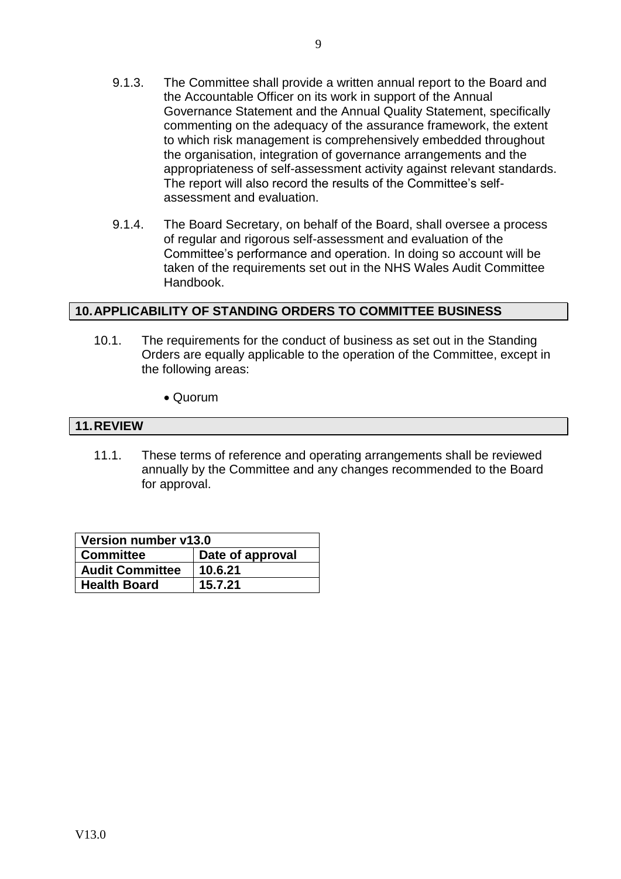9.1.3. The Committee shall provide a written annual report to the Board and the Accountable Officer on its work in support of the Annual Governance Statement and the Annual Quality Statement, specifically commenting on the adequacy of the assurance framework, the extent to which risk management is comprehensively embedded throughout the organisation, integration of governance arrangements and the appropriateness of self-assessment activity against relevant standards. The report will also record the results of the Committee's self-assessment and evaluation.

9.1.4. The Board Secretary, on behalf of the Board, shall oversee a process of regular and rigorous self-assessment and evaluation of the Committee's performance and operation. In doing so account will be taken of the requirements set out in the NHS Wales Audit Committee Handbook.

## 10. APPLICABILITY OF STANDING ORDERS TO COMMITTEE BUSINESS

10.1. The requirements for the conduct of business as set out in the Standing Orders are equally applicable to the operation of the Committee, except in the following areas:

- Quorum

## 11. REVIEW

11.1. These terms of reference and operating arrangements shall be reviewed annually by the Committee and any changes recommended to the Board for approval.

| **Version number v13.0** | |
|---|---|
| **Committee** | **Date of approval** |
| **Audit Committee** | **10.6.21** |
| **Health Board** | **15.7.21** |